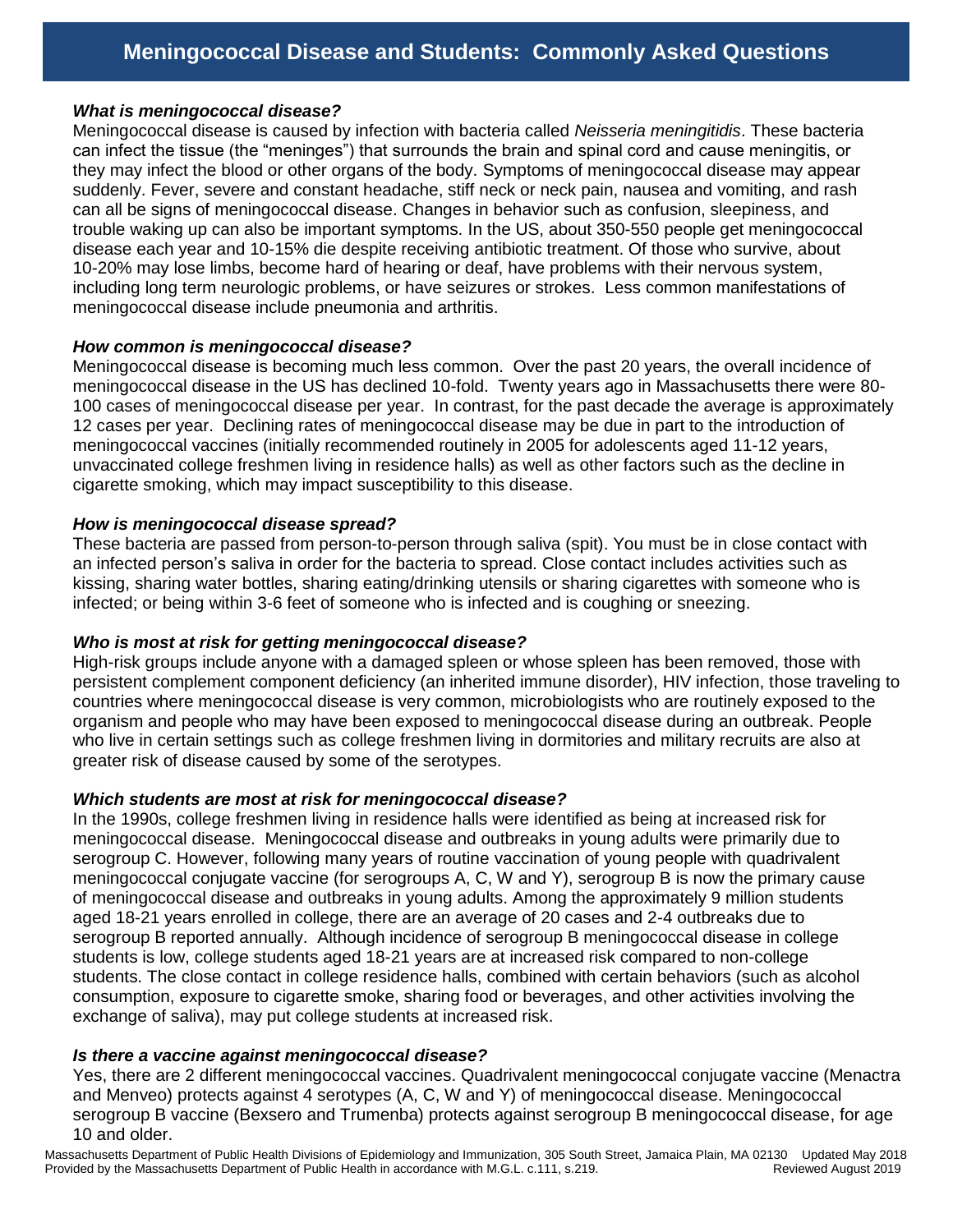# Meningococcal Disease and Students: Commonly Asked Questions

***What is meningococcal disease?***

Meningococcal disease is caused by infection with bacteria called *Neisseria meningitidis*. These bacteria can infect the tissue (the "meninges") that surrounds the brain and spinal cord and cause meningitis, or they may infect the blood or other organs of the body. Symptoms of meningococcal disease may appear suddenly. Fever, severe and constant headache, stiff neck or neck pain, nausea and vomiting, and rash can all be signs of meningococcal disease. Changes in behavior such as confusion, sleepiness, and trouble waking up can also be important symptoms. In the US, about 350-550 people get meningococcal disease each year and 10-15% die despite receiving antibiotic treatment. Of those who survive, about 10-20% may lose limbs, become hard of hearing or deaf, have problems with their nervous system, including long term neurologic problems, or have seizures or strokes. Less common manifestations of meningococcal disease include pneumonia and arthritis.

***How common is meningococcal disease?***

Meningococcal disease is becoming much less common. Over the past 20 years, the overall incidence of meningococcal disease in the US has declined 10-fold. Twenty years ago in Massachusetts there were 80-100 cases of meningococcal disease per year. In contrast, for the past decade the average is approximately 12 cases per year. Declining rates of meningococcal disease may be due in part to the introduction of meningococcal vaccines (initially recommended routinely in 2005 for adolescents aged 11-12 years, unvaccinated college freshmen living in residence halls) as well as other factors such as the decline in cigarette smoking, which may impact susceptibility to this disease.

***How is meningococcal disease spread?***

These bacteria are passed from person-to-person through saliva (spit). You must be in close contact with an infected person's saliva in order for the bacteria to spread. Close contact includes activities such as kissing, sharing water bottles, sharing eating/drinking utensils or sharing cigarettes with someone who is infected; or being within 3-6 feet of someone who is infected and is coughing or sneezing.

***Who is most at risk for getting meningococcal disease?***

High-risk groups include anyone with a damaged spleen or whose spleen has been removed, those with persistent complement component deficiency (an inherited immune disorder), HIV infection, those traveling to countries where meningococcal disease is very common, microbiologists who are routinely exposed to the organism and people who may have been exposed to meningococcal disease during an outbreak. People who live in certain settings such as college freshmen living in dormitories and military recruits are also at greater risk of disease caused by some of the serotypes.

***Which students are most at risk for meningococcal disease?***

In the 1990s, college freshmen living in residence halls were identified as being at increased risk for meningococcal disease. Meningococcal disease and outbreaks in young adults were primarily due to serogroup C. However, following many years of routine vaccination of young people with quadrivalent meningococcal conjugate vaccine (for serogroups A, C, W and Y), serogroup B is now the primary cause of meningococcal disease and outbreaks in young adults. Among the approximately 9 million students aged 18-21 years enrolled in college, there are an average of 20 cases and 2-4 outbreaks due to serogroup B reported annually. Although incidence of serogroup B meningococcal disease in college students is low, college students aged 18-21 years are at increased risk compared to non-college students. The close contact in college residence halls, combined with certain behaviors (such as alcohol consumption, exposure to cigarette smoke, sharing food or beverages, and other activities involving the exchange of saliva), may put college students at increased risk.

***Is there a vaccine against meningococcal disease?***

Yes, there are 2 different meningococcal vaccines. Quadrivalent meningococcal conjugate vaccine (Menactra and Menveo) protects against 4 serotypes (A, C, W and Y) of meningococcal disease. Meningococcal serogroup B vaccine (Bexsero and Trumenba) protects against serogroup B meningococcal disease, for age 10 and older.

Massachusetts Department of Public Health Divisions of Epidemiology and Immunization, 305 South Street, Jamaica Plain, MA 02130 Updated May 2018
Provided by the Massachusetts Department of Public Health in accordance with M.G.L. c.111, s.219. Reviewed August 2019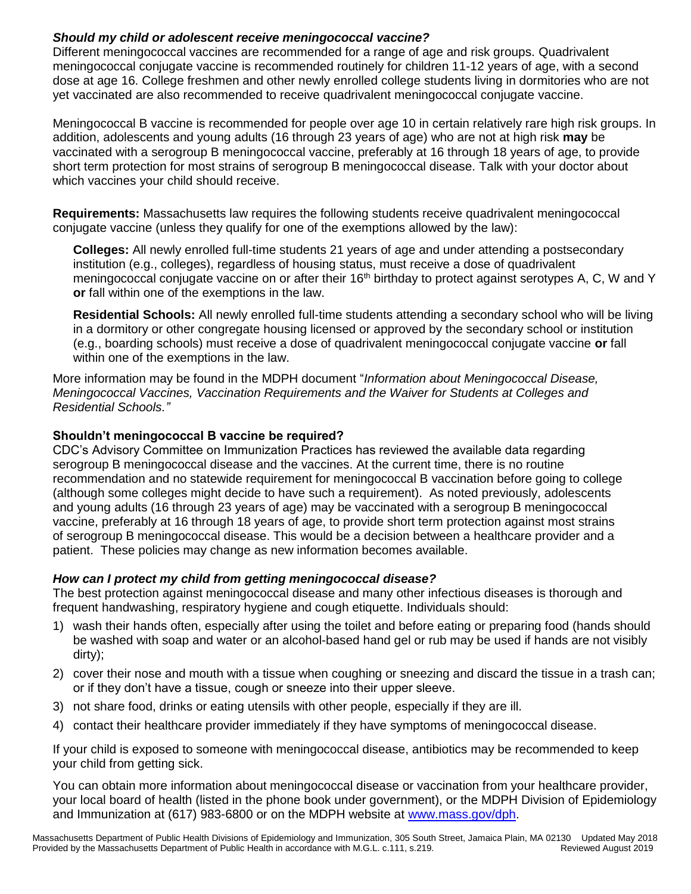### *Should my child or adolescent receive meningococcal vaccine?*

Different meningococcal vaccines are recommended for a range of age and risk groups. Quadrivalent meningococcal conjugate vaccine is recommended routinely for children 11-12 years of age, with a second dose at age 16. College freshmen and other newly enrolled college students living in dormitories who are not yet vaccinated are also recommended to receive quadrivalent meningococcal conjugate vaccine.

Meningococcal B vaccine is recommended for people over age 10 in certain relatively rare high risk groups. In addition, adolescents and young adults (16 through 23 years of age) who are not at high risk **may** be vaccinated with a serogroup B meningococcal vaccine, preferably at 16 through 18 years of age, to provide short term protection for most strains of serogroup B meningococcal disease. Talk with your doctor about which vaccines your child should receive.

**Requirements:** Massachusetts law requires the following students receive quadrivalent meningococcal conjugate vaccine (unless they qualify for one of the exemptions allowed by the law):

**Colleges:** All newly enrolled full-time students 21 years of age and under attending a postsecondary institution (e.g., colleges), regardless of housing status, must receive a dose of quadrivalent meningococcal conjugate vaccine on or after their 16th birthday to protect against serotypes A, C, W and Y **or** fall within one of the exemptions in the law.

**Residential Schools:** All newly enrolled full-time students attending a secondary school who will be living in a dormitory or other congregate housing licensed or approved by the secondary school or institution (e.g., boarding schools) must receive a dose of quadrivalent meningococcal conjugate vaccine **or** fall within one of the exemptions in the law.

More information may be found in the MDPH document "*Information about Meningococcal Disease, Meningococcal Vaccines, Vaccination Requirements and the Waiver for Students at Colleges and Residential Schools."*

### Shouldn't meningococcal B vaccine be required?

CDC's Advisory Committee on Immunization Practices has reviewed the available data regarding serogroup B meningococcal disease and the vaccines. At the current time, there is no routine recommendation and no statewide requirement for meningococcal B vaccination before going to college (although some colleges might decide to have such a requirement). As noted previously, adolescents and young adults (16 through 23 years of age) may be vaccinated with a serogroup B meningococcal vaccine, preferably at 16 through 18 years of age, to provide short term protection against most strains of serogroup B meningococcal disease. This would be a decision between a healthcare provider and a patient. These policies may change as new information becomes available.

### *How can I protect my child from getting meningococcal disease?*

The best protection against meningococcal disease and many other infectious diseases is thorough and frequent handwashing, respiratory hygiene and cough etiquette. Individuals should:

1) wash their hands often, especially after using the toilet and before eating or preparing food (hands should be washed with soap and water or an alcohol-based hand gel or rub may be used if hands are not visibly dirty);
2) cover their nose and mouth with a tissue when coughing or sneezing and discard the tissue in a trash can; or if they don't have a tissue, cough or sneeze into their upper sleeve.
3) not share food, drinks or eating utensils with other people, especially if they are ill.
4) contact their healthcare provider immediately if they have symptoms of meningococcal disease.

If your child is exposed to someone with meningococcal disease, antibiotics may be recommended to keep your child from getting sick.

You can obtain more information about meningococcal disease or vaccination from your healthcare provider, your local board of health (listed in the phone book under government), or the MDPH Division of Epidemiology and Immunization at (617) 983-6800 or on the MDPH website at www.mass.gov/dph.

Massachusetts Department of Public Health Divisions of Epidemiology and Immunization, 305 South Street, Jamaica Plain, MA 02130 Updated May 2018
Provided by the Massachusetts Department of Public Health in accordance with M.G.L. c.111, s.219. Reviewed August 2019